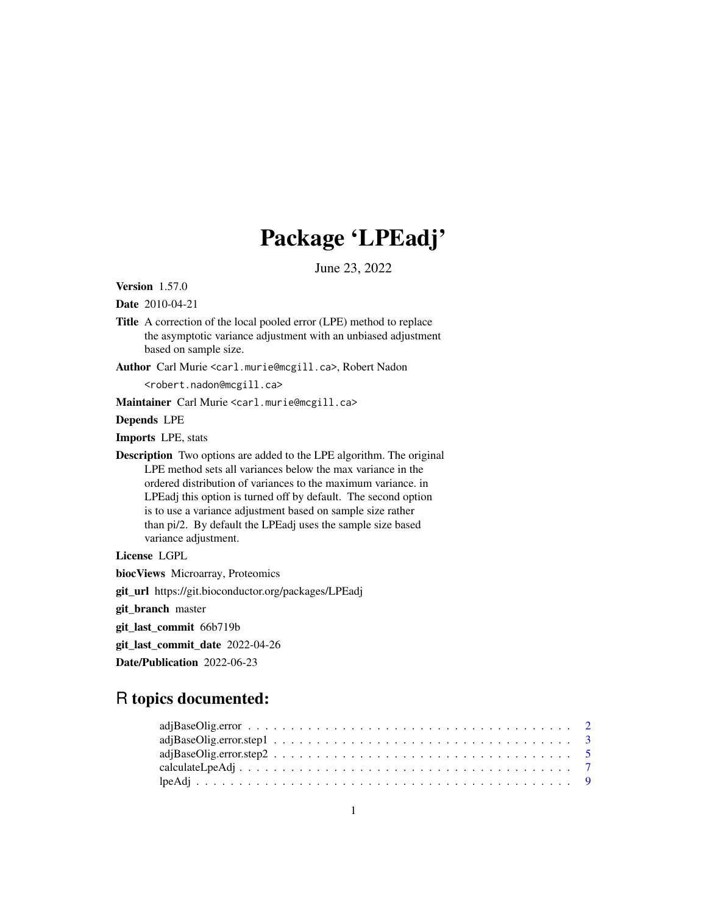# Package 'LPEadj'

June 23, 2022

**Version** 1.57.0

**Date** 2010-04-21

**Title** A correction of the local pooled error (LPE) method to replace the asymptotic variance adjustment with an unbiased adjustment based on sample size.

**Author** Carl Murie <carl.murie@mcgill.ca>, Robert Nadon <robert.nadon@mcgill.ca>

**Maintainer** Carl Murie <carl.murie@mcgill.ca>

**Depends** LPE

**Imports** LPE, stats

**Description** Two options are added to the LPE algorithm. The original LPE method sets all variances below the max variance in the ordered distribution of variances to the maximum variance. in LPEadj this option is turned off by default. The second option is to use a variance adjustment based on sample size rather than pi/2. By default the LPEadj uses the sample size based variance adjustment.

**License** LGPL

**biocViews** Microarray, Proteomics

**git_url** https://git.bioconductor.org/packages/LPEadj

**git_branch** master

**git_last_commit** 66b719b

**git_last_commit_date** 2022-04-26

**Date/Publication** 2022-06-23

## R topics documented:

- adjBaseOlig.error . . . . . . . . . . . . . . . . . . . . . . . . . . . . . . . . . . . . 2
- adjBaseOlig.error.step1 . . . . . . . . . . . . . . . . . . . . . . . . . . . . . . . . . 3
- adjBaseOlig.error.step2 . . . . . . . . . . . . . . . . . . . . . . . . . . . . . . . . . 5
- calculateLpeAdj . . . . . . . . . . . . . . . . . . . . . . . . . . . . . . . . . . . . . 7
- lpeAdj . . . . . . . . . . . . . . . . . . . . . . . . . . . . . . . . . . . . . . . . . 9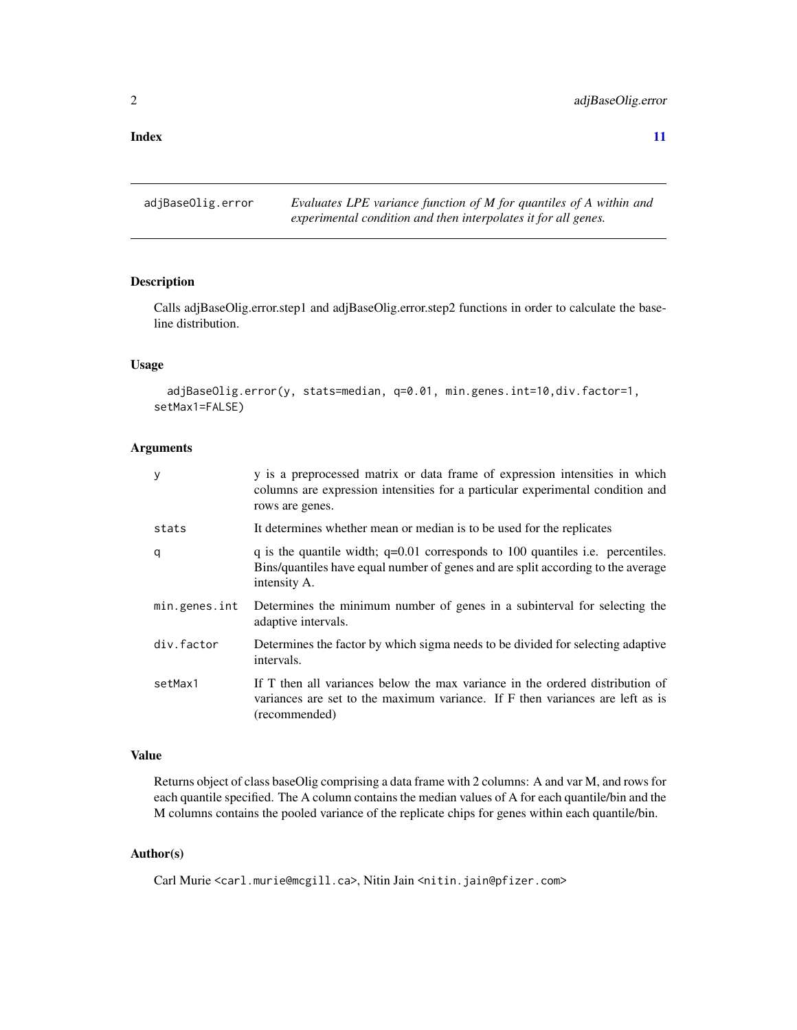**Index** **11**

---

adjBaseOlig.error — *Evaluates LPE variance function of M for quantiles of A within and experimental condition and then interpolates it for all genes.*

---

## Description

Calls adjBaseOlig.error.step1 and adjBaseOlig.error.step2 functions in order to calculate the baseline distribution.

## Usage

```
adjBaseOlig.error(y, stats=median, q=0.01, min.genes.int=10,div.factor=1,
setMax1=FALSE)
```

## Arguments

| | |
|---|---|
| y | y is a preprocessed matrix or data frame of expression intensities in which columns are expression intensities for a particular experimental condition and rows are genes. |
| stats | It determines whether mean or median is to be used for the replicates |
| q | q is the quantile width; q=0.01 corresponds to 100 quantiles i.e. percentiles. Bins/quantiles have equal number of genes and are split according to the average intensity A. |
| min.genes.int | Determines the minimum number of genes in a subinterval for selecting the adaptive intervals. |
| div.factor | Determines the factor by which sigma needs to be divided for selecting adaptive intervals. |
| setMax1 | If T then all variances below the max variance in the ordered distribution of variances are set to the maximum variance. If F then variances are left as is (recommended) |

## Value

Returns object of class baseOlig comprising a data frame with 2 columns: A and var M, and rows for each quantile specified. The A column contains the median values of A for each quantile/bin and the M columns contains the pooled variance of the replicate chips for genes within each quantile/bin.

## Author(s)

Carl Murie <carl.murie@mcgill.ca>, Nitin Jain <nitin.jain@pfizer.com>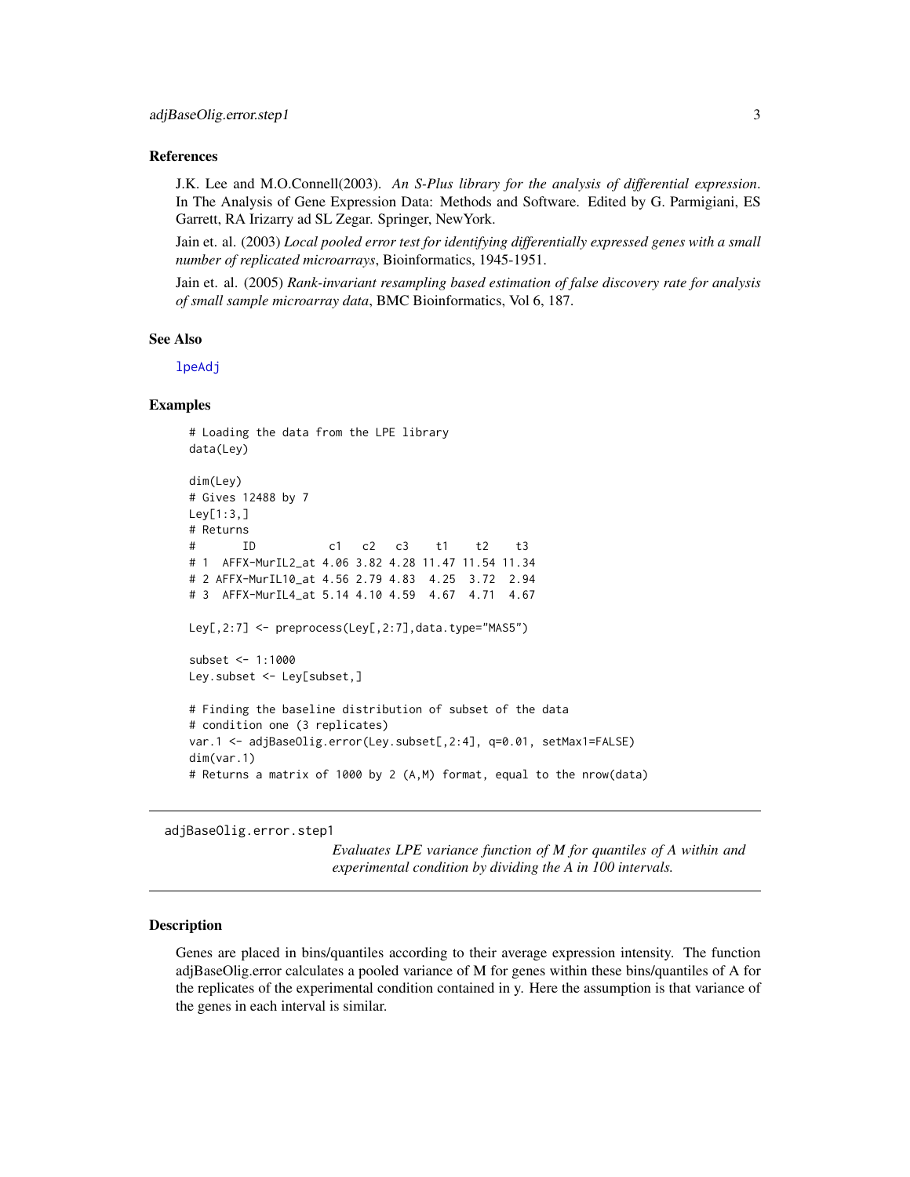## References

J.K. Lee and M.O.Connell(2003). *An S-Plus library for the analysis of differential expression*. In The Analysis of Gene Expression Data: Methods and Software. Edited by G. Parmigiani, ES Garrett, RA Irizarry ad SL Zegar. Springer, NewYork.

Jain et. al. (2003) *Local pooled error test for identifying differentially expressed genes with a small number of replicated microarrays*, Bioinformatics, 1945-1951.

Jain et. al. (2005) *Rank-invariant resampling based estimation of false discovery rate for analysis of small sample microarray data*, BMC Bioinformatics, Vol 6, 187.

## See Also

lpeAdj

## Examples

```
# Loading the data from the LPE library
data(Ley)

dim(Ley)
# Gives 12488 by 7
Ley[1:3,]
# Returns
#        ID           c1   c2   c3    t1    t2    t3
# 1  AFFX-MurIL2_at 4.06 3.82 4.28 11.47 11.54 11.34
# 2 AFFX-MurIL10_at 4.56 2.79 4.83  4.25  3.72  2.94
# 3  AFFX-MurIL4_at 5.14 4.10 4.59  4.67  4.71  4.67

Ley[,2:7] <- preprocess(Ley[,2:7],data.type="MAS5")

subset <- 1:1000
Ley.subset <- Ley[subset,]

# Finding the baseline distribution of subset of the data
# condition one (3 replicates)
var.1 <- adjBaseOlig.error(Ley.subset[,2:4], q=0.01, setMax1=FALSE)
dim(var.1)
# Returns a matrix of 1000 by 2 (A,M) format, equal to the nrow(data)
```

---

# adjBaseOlig.error.step1

*Evaluates LPE variance function of M for quantiles of A within and experimental condition by dividing the A in 100 intervals.*

---

## Description

Genes are placed in bins/quantiles according to their average expression intensity. The function adjBaseOlig.error calculates a pooled variance of M for genes within these bins/quantiles of A for the replicates of the experimental condition contained in y. Here the assumption is that variance of the genes in each interval is similar.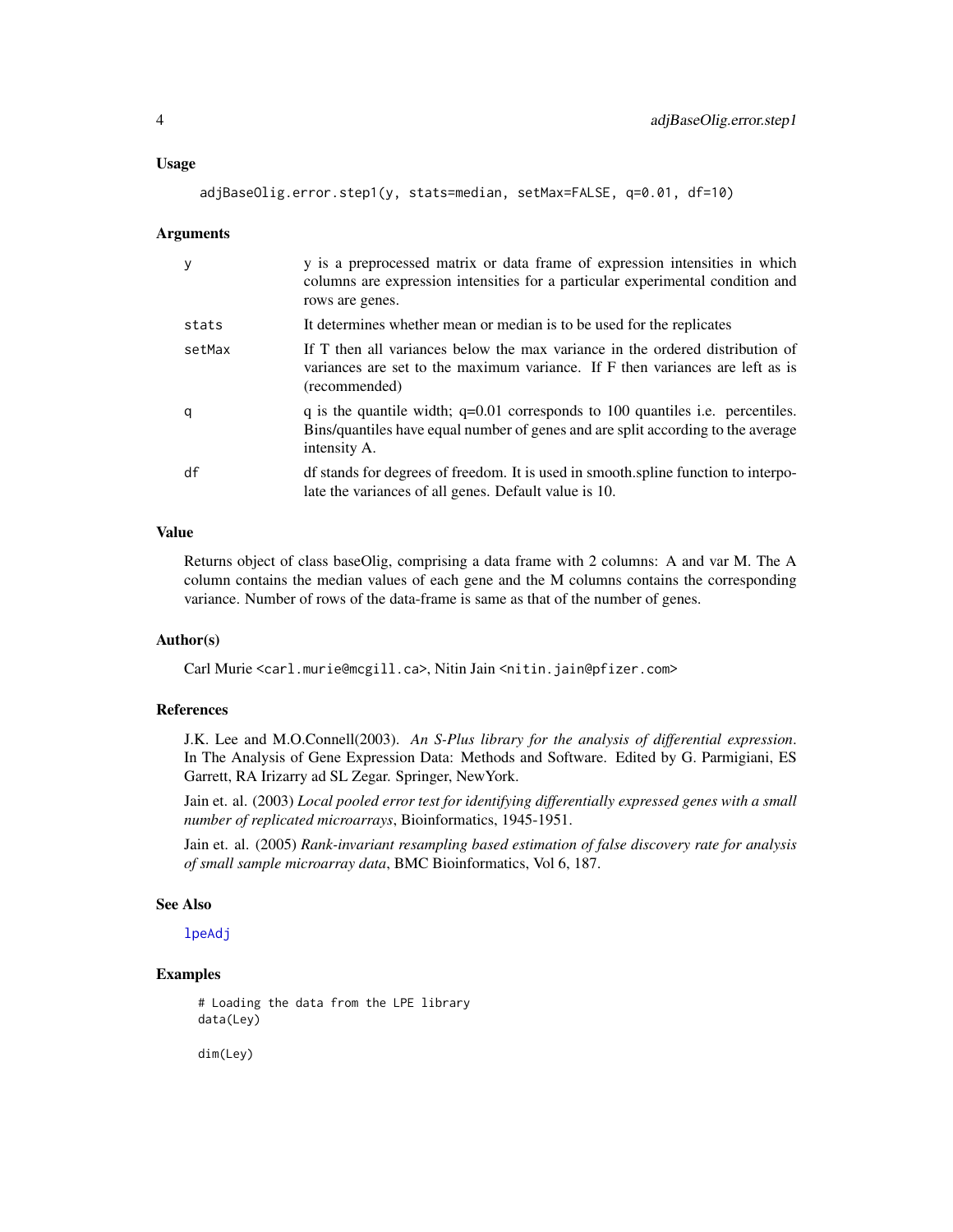## Usage

```
adjBaseOlig.error.step1(y, stats=median, setMax=FALSE, q=0.01, df=10)
```

## Arguments

| | |
|---|---|
| y | y is a preprocessed matrix or data frame of expression intensities in which columns are expression intensities for a particular experimental condition and rows are genes. |
| stats | It determines whether mean or median is to be used for the replicates |
| setMax | If T then all variances below the max variance in the ordered distribution of variances are set to the maximum variance. If F then variances are left as is (recommended) |
| q | q is the quantile width; q=0.01 corresponds to 100 quantiles i.e. percentiles. Bins/quantiles have equal number of genes and are split according to the average intensity A. |
| df | df stands for degrees of freedom. It is used in smooth.spline function to interpolate the variances of all genes. Default value is 10. |

## Value

Returns object of class baseOlig, comprising a data frame with 2 columns: A and var M. The A column contains the median values of each gene and the M columns contains the corresponding variance. Number of rows of the data-frame is same as that of the number of genes.

## Author(s)

Carl Murie <carl.murie@mcgill.ca>, Nitin Jain <nitin.jain@pfizer.com>

## References

J.K. Lee and M.O.Connell(2003). *An S-Plus library for the analysis of differential expression*. In The Analysis of Gene Expression Data: Methods and Software. Edited by G. Parmigiani, ES Garrett, RA Irizarry ad SL Zegar. Springer, NewYork.

Jain et. al. (2003) *Local pooled error test for identifying differentially expressed genes with a small number of replicated microarrays*, Bioinformatics, 1945-1951.

Jain et. al. (2005) *Rank-invariant resampling based estimation of false discovery rate for analysis of small sample microarray data*, BMC Bioinformatics, Vol 6, 187.

## See Also

lpeAdj

## Examples

```
# Loading the data from the LPE library
data(Ley)

dim(Ley)
```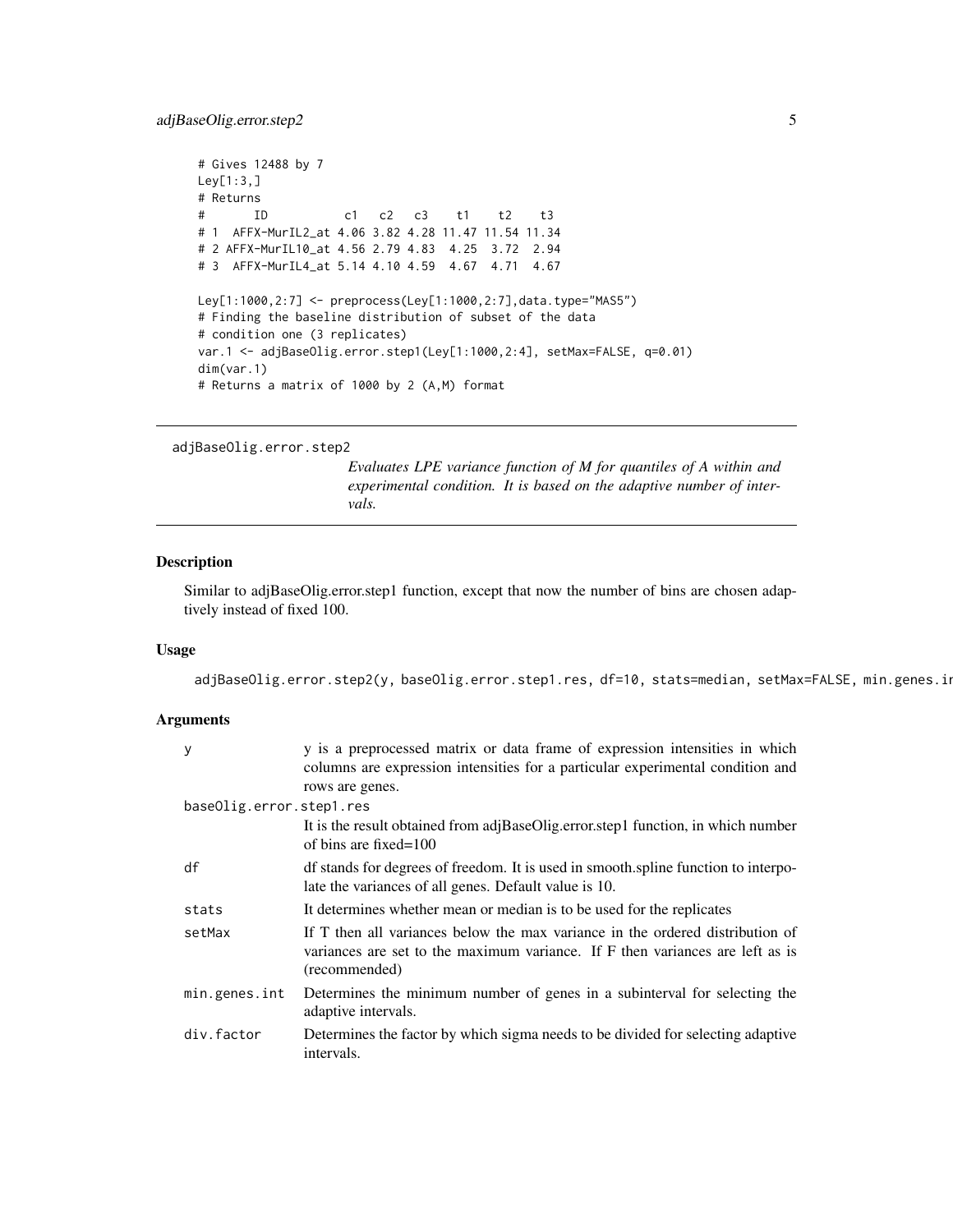```
# Gives 12488 by 7
Ley[1:3,]
# Returns
#       ID           c1   c2   c3    t1    t2    t3
# 1  AFFX-MurIL2_at 4.06 3.82 4.28 11.47 11.54 11.34
# 2 AFFX-MurIL10_at 4.56 2.79 4.83  4.25  3.72  2.94
# 3  AFFX-MurIL4_at 5.14 4.10 4.59  4.67  4.71  4.67

Ley[1:1000,2:7] <- preprocess(Ley[1:1000,2:7],data.type="MAS5")
# Finding the baseline distribution of subset of the data
# condition one (3 replicates)
var.1 <- adjBaseOlig.error.step1(Ley[1:1000,2:4], setMax=FALSE, q=0.01)
dim(var.1)
# Returns a matrix of 1000 by 2 (A,M) format
```

## adjBaseOlig.error.step2

*Evaluates LPE variance function of M for quantiles of A within and experimental condition. It is based on the adaptive number of intervals.*

### Description

Similar to adjBaseOlig.error.step1 function, except that now the number of bins are chosen adaptively instead of fixed 100.

### Usage

```
adjBaseOlig.error.step2(y, baseOlig.error.step1.res, df=10, stats=median, setMax=FALSE, min.genes.i
```

### Arguments

| Argument | Description |
|---|---|
| `y` | y is a preprocessed matrix or data frame of expression intensities in which columns are expression intensities for a particular experimental condition and rows are genes. |
| `baseOlig.error.step1.res` | It is the result obtained from adjBaseOlig.error.step1 function, in which number of bins are fixed=100 |
| `df` | df stands for degrees of freedom. It is used in smooth.spline function to interpolate the variances of all genes. Default value is 10. |
| `stats` | It determines whether mean or median is to be used for the replicates |
| `setMax` | If T then all variances below the max variance in the ordered distribution of variances are set to the maximum variance. If F then variances are left as is (recommended) |
| `min.genes.int` | Determines the minimum number of genes in a subinterval for selecting the adaptive intervals. |
| `div.factor` | Determines the factor by which sigma needs to be divided for selecting adaptive intervals. |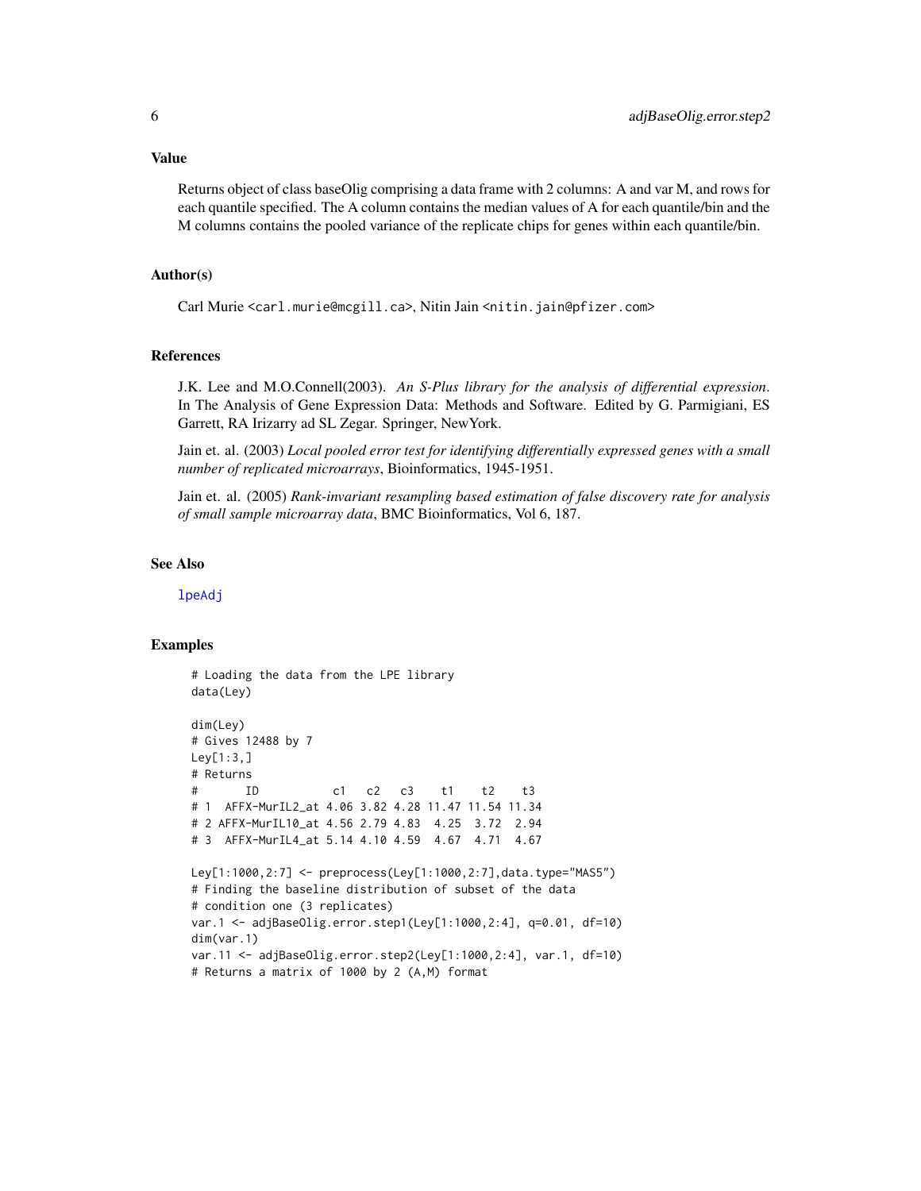## Value

Returns object of class baseOlig comprising a data frame with 2 columns: A and var M, and rows for each quantile specified. The A column contains the median values of A for each quantile/bin and the M columns contains the pooled variance of the replicate chips for genes within each quantile/bin.

## Author(s)

Carl Murie <carl.murie@mcgill.ca>, Nitin Jain <nitin.jain@pfizer.com>

## References

J.K. Lee and M.O.Connell(2003). *An S-Plus library for the analysis of differential expression*. In The Analysis of Gene Expression Data: Methods and Software. Edited by G. Parmigiani, ES Garrett, RA Irizarry ad SL Zegar. Springer, NewYork.

Jain et. al. (2003) *Local pooled error test for identifying differentially expressed genes with a small number of replicated microarrays*, Bioinformatics, 1945-1951.

Jain et. al. (2005) *Rank-invariant resampling based estimation of false discovery rate for analysis of small sample microarray data*, BMC Bioinformatics, Vol 6, 187.

## See Also

lpeAdj

## Examples

```
# Loading the data from the LPE library
data(Ley)

dim(Ley)
# Gives 12488 by 7
Ley[1:3,]
# Returns
#       ID           c1   c2   c3    t1    t2    t3
# 1  AFFX-MurIL2_at 4.06 3.82 4.28 11.47 11.54 11.34
# 2 AFFX-MurIL10_at 4.56 2.79 4.83  4.25  3.72  2.94
# 3  AFFX-MurIL4_at 5.14 4.10 4.59  4.67  4.71  4.67

Ley[1:1000,2:7] <- preprocess(Ley[1:1000,2:7],data.type="MAS5")
# Finding the baseline distribution of subset of the data
# condition one (3 replicates)
var.1 <- adjBaseOlig.error.step1(Ley[1:1000,2:4], q=0.01, df=10)
dim(var.1)
var.11 <- adjBaseOlig.error.step2(Ley[1:1000,2:4], var.1, df=10)
# Returns a matrix of 1000 by 2 (A,M) format
```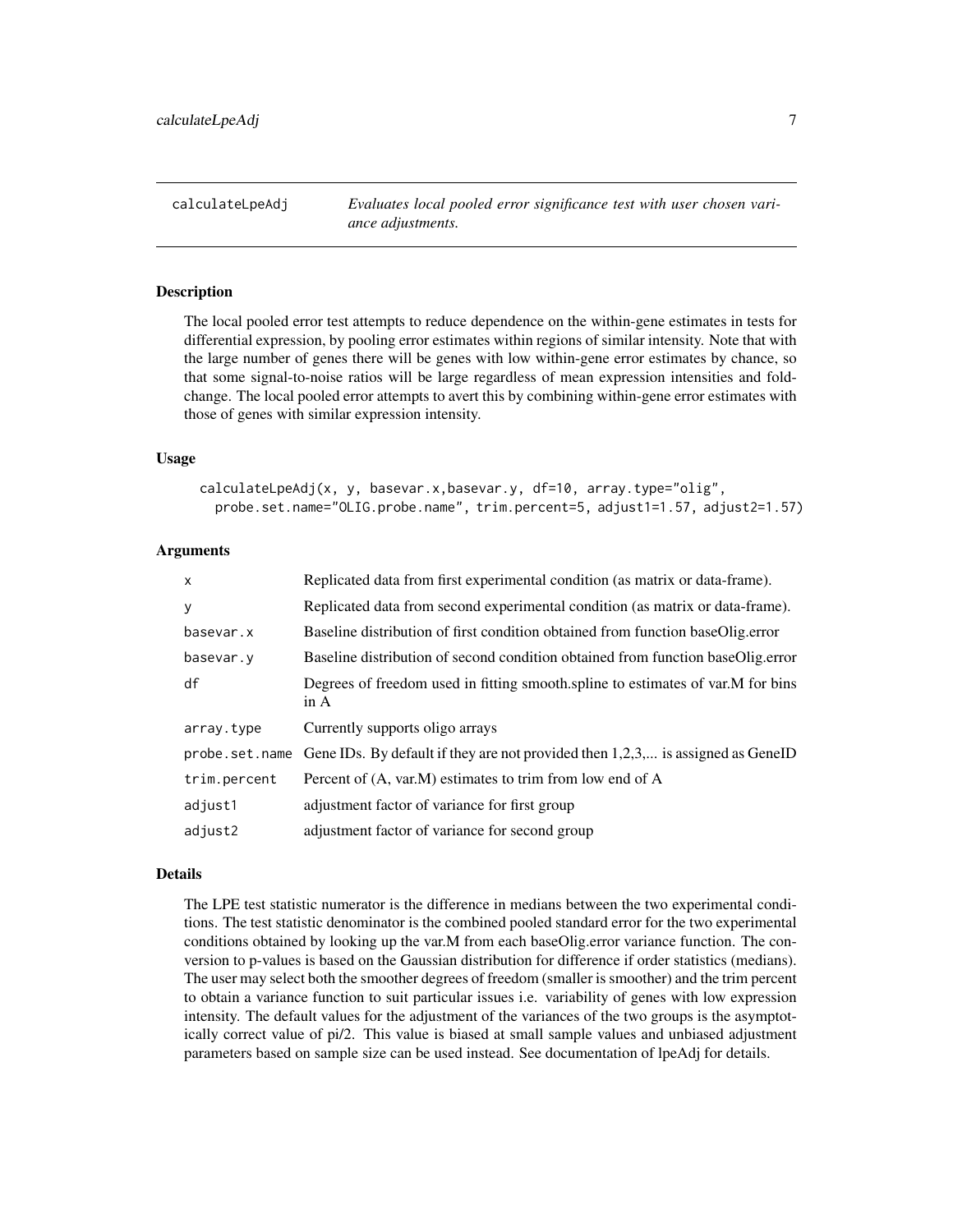# calculateLpeAdj

*Evaluates local pooled error significance test with user chosen variance adjustments.*

## Description

The local pooled error test attempts to reduce dependence on the within-gene estimates in tests for differential expression, by pooling error estimates within regions of similar intensity. Note that with the large number of genes there will be genes with low within-gene error estimates by chance, so that some signal-to-noise ratios will be large regardless of mean expression intensities and fold-change. The local pooled error attempts to avert this by combining within-gene error estimates with those of genes with similar expression intensity.

## Usage

```
calculateLpeAdj(x, y, basevar.x,basevar.y, df=10, array.type="olig",
  probe.set.name="OLIG.probe.name", trim.percent=5, adjust1=1.57, adjust2=1.57)
```

## Arguments

| | |
|---|---|
| x | Replicated data from first experimental condition (as matrix or data-frame). |
| y | Replicated data from second experimental condition (as matrix or data-frame). |
| basevar.x | Baseline distribution of first condition obtained from function baseOlig.error |
| basevar.y | Baseline distribution of second condition obtained from function baseOlig.error |
| df | Degrees of freedom used in fitting smooth.spline to estimates of var.M for bins in A |
| array.type | Currently supports oligo arrays |
| probe.set.name | Gene IDs. By default if they are not provided then 1,2,3,... is assigned as GeneID |
| trim.percent | Percent of (A, var.M) estimates to trim from low end of A |
| adjust1 | adjustment factor of variance for first group |
| adjust2 | adjustment factor of variance for second group |

## Details

The LPE test statistic numerator is the difference in medians between the two experimental conditions. The test statistic denominator is the combined pooled standard error for the two experimental conditions obtained by looking up the var.M from each baseOlig.error variance function. The conversion to p-values is based on the Gaussian distribution for difference if order statistics (medians). The user may select both the smoother degrees of freedom (smaller is smoother) and the trim percent to obtain a variance function to suit particular issues i.e. variability of genes with low expression intensity. The default values for the adjustment of the variances of the two groups is the asymptotically correct value of pi/2. This value is biased at small sample values and unbiased adjustment parameters based on sample size can be used instead. See documentation of lpeAdj for details.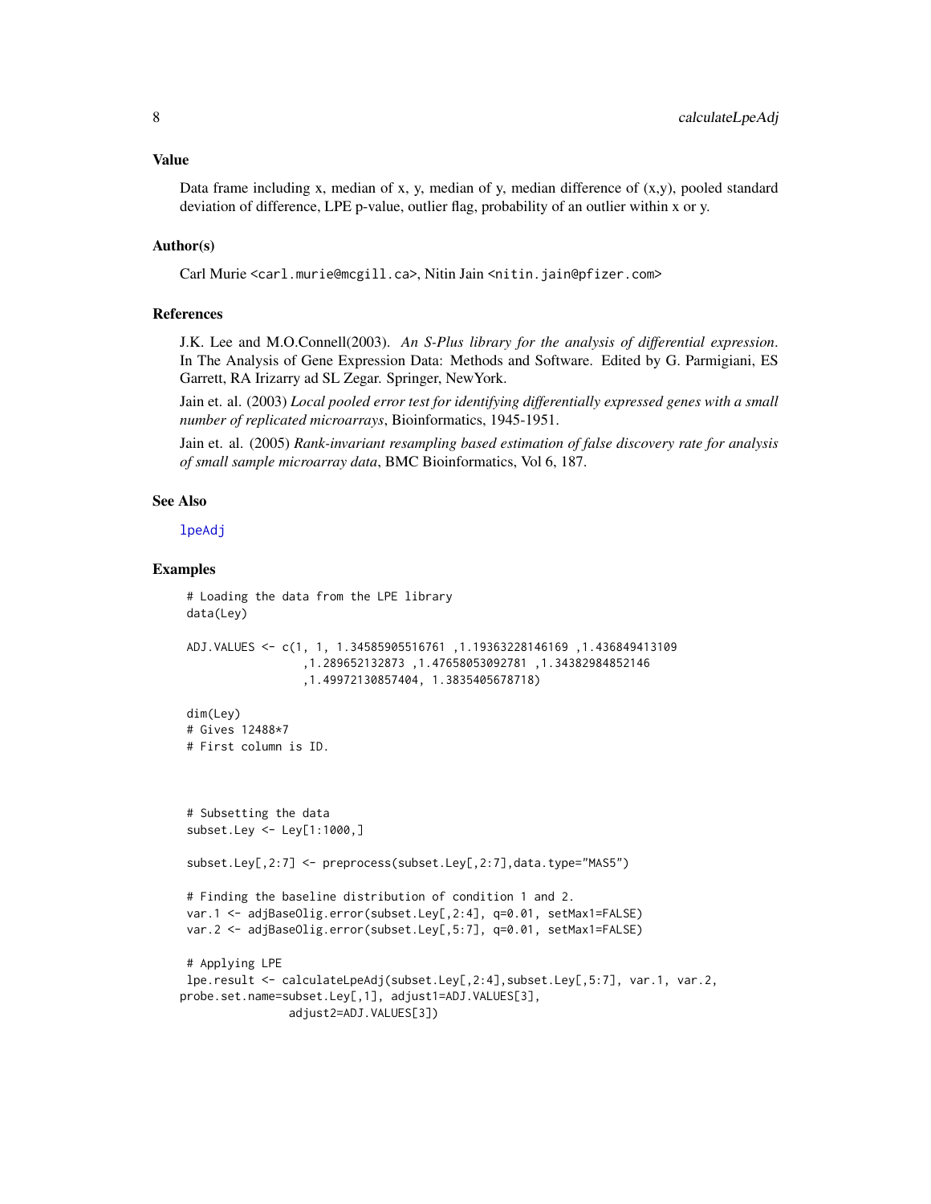### Value

Data frame including x, median of x, y, median of y, median difference of (x,y), pooled standard deviation of difference, LPE p-value, outlier flag, probability of an outlier within x or y.

### Author(s)

Carl Murie <carl.murie@mcgill.ca>, Nitin Jain <nitin.jain@pfizer.com>

### References

J.K. Lee and M.O.Connell(2003). *An S-Plus library for the analysis of differential expression*. In The Analysis of Gene Expression Data: Methods and Software. Edited by G. Parmigiani, ES Garrett, RA Irizarry ad SL Zegar. Springer, NewYork.

Jain et. al. (2003) *Local pooled error test for identifying differentially expressed genes with a small number of replicated microarrays*, Bioinformatics, 1945-1951.

Jain et. al. (2005) *Rank-invariant resampling based estimation of false discovery rate for analysis of small sample microarray data*, BMC Bioinformatics, Vol 6, 187.

### See Also

lpeAdj

### Examples

```
 # Loading the data from the LPE library
 data(Ley)

 ADJ.VALUES <- c(1, 1, 1.34585905516761 ,1.19363228146169 ,1.436849413109
                 ,1.289652132873 ,1.47658053092781 ,1.34382984852146
                 ,1.49972130857404, 1.3835405678718)

 dim(Ley)
 # Gives 12488*7
 # First column is ID.



 # Subsetting the data
 subset.Ley <- Ley[1:1000,]

 subset.Ley[,2:7] <- preprocess(subset.Ley[,2:7],data.type="MAS5")

 # Finding the baseline distribution of condition 1 and 2.
 var.1 <- adjBaseOlig.error(subset.Ley[,2:4], q=0.01, setMax1=FALSE)
 var.2 <- adjBaseOlig.error(subset.Ley[,5:7], q=0.01, setMax1=FALSE)

 # Applying LPE
 lpe.result <- calculateLpeAdj(subset.Ley[,2:4],subset.Ley[,5:7], var.1, var.2,
probe.set.name=subset.Ley[,1], adjust1=ADJ.VALUES[3],
               adjust2=ADJ.VALUES[3])
```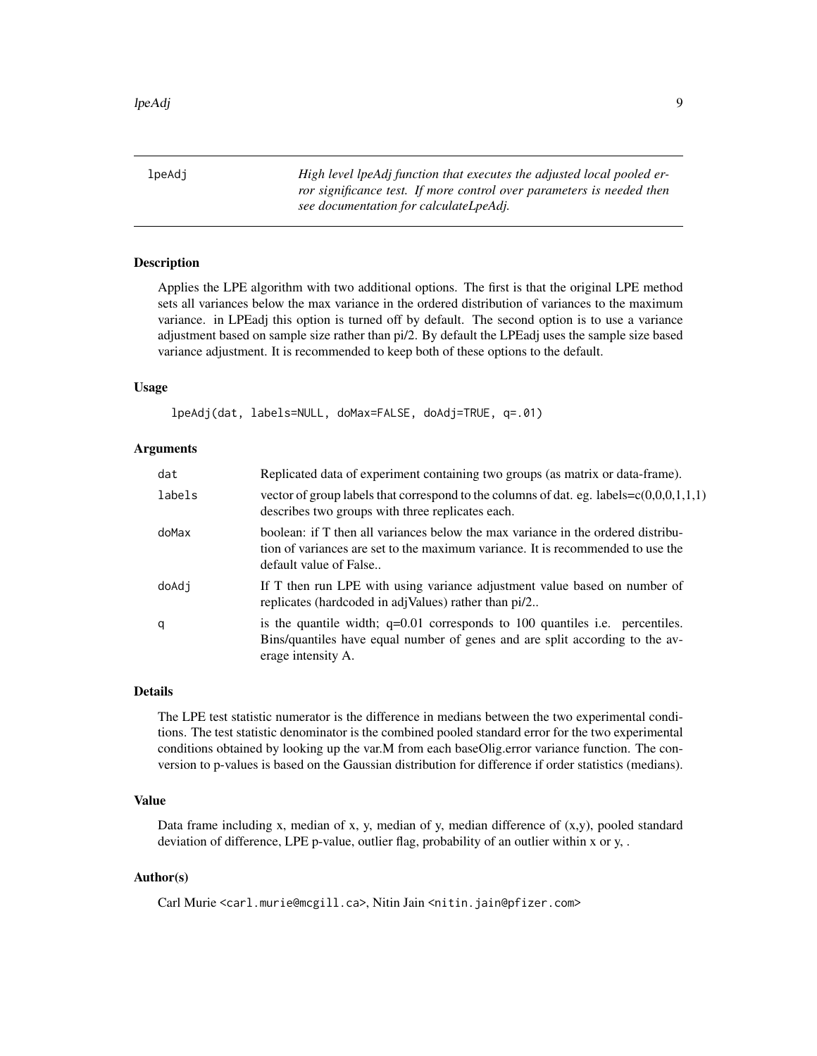## lpeAdj

*High level lpeAdj function that executes the adjusted local pooled error significance test. If more control over parameters is needed then see documentation for calculateLpeAdj.*

### Description

Applies the LPE algorithm with two additional options. The first is that the original LPE method sets all variances below the max variance in the ordered distribution of variances to the maximum variance. in LPEadj this option is turned off by default. The second option is to use a variance adjustment based on sample size rather than pi/2. By default the LPEadj uses the sample size based variance adjustment. It is recommended to keep both of these options to the default.

### Usage

```
lpeAdj(dat, labels=NULL, doMax=FALSE, doAdj=TRUE, q=.01)
```

### Arguments

| | |
|---|---|
| `dat` | Replicated data of experiment containing two groups (as matrix or data-frame). |
| `labels` | vector of group labels that correspond to the columns of dat. eg. labels=c(0,0,0,1,1,1) describes two groups with three replicates each. |
| `doMax` | boolean: if T then all variances below the max variance in the ordered distribution of variances are set to the maximum variance. It is recommended to use the default value of False.. |
| `doAdj` | If T then run LPE with using variance adjustment value based on number of replicates (hardcoded in adjValues) rather than pi/2.. |
| `q` | is the quantile width; q=0.01 corresponds to 100 quantiles i.e. percentiles. Bins/quantiles have equal number of genes and are split according to the average intensity A. |

### Details

The LPE test statistic numerator is the difference in medians between the two experimental conditions. The test statistic denominator is the combined pooled standard error for the two experimental conditions obtained by looking up the var.M from each baseOlig.error variance function. The conversion to p-values is based on the Gaussian distribution for difference if order statistics (medians).

### Value

Data frame including x, median of x, y, median of y, median difference of (x,y), pooled standard deviation of difference, LPE p-value, outlier flag, probability of an outlier within x or y, .

### Author(s)

Carl Murie <carl.murie@mcgill.ca>, Nitin Jain <nitin.jain@pfizer.com>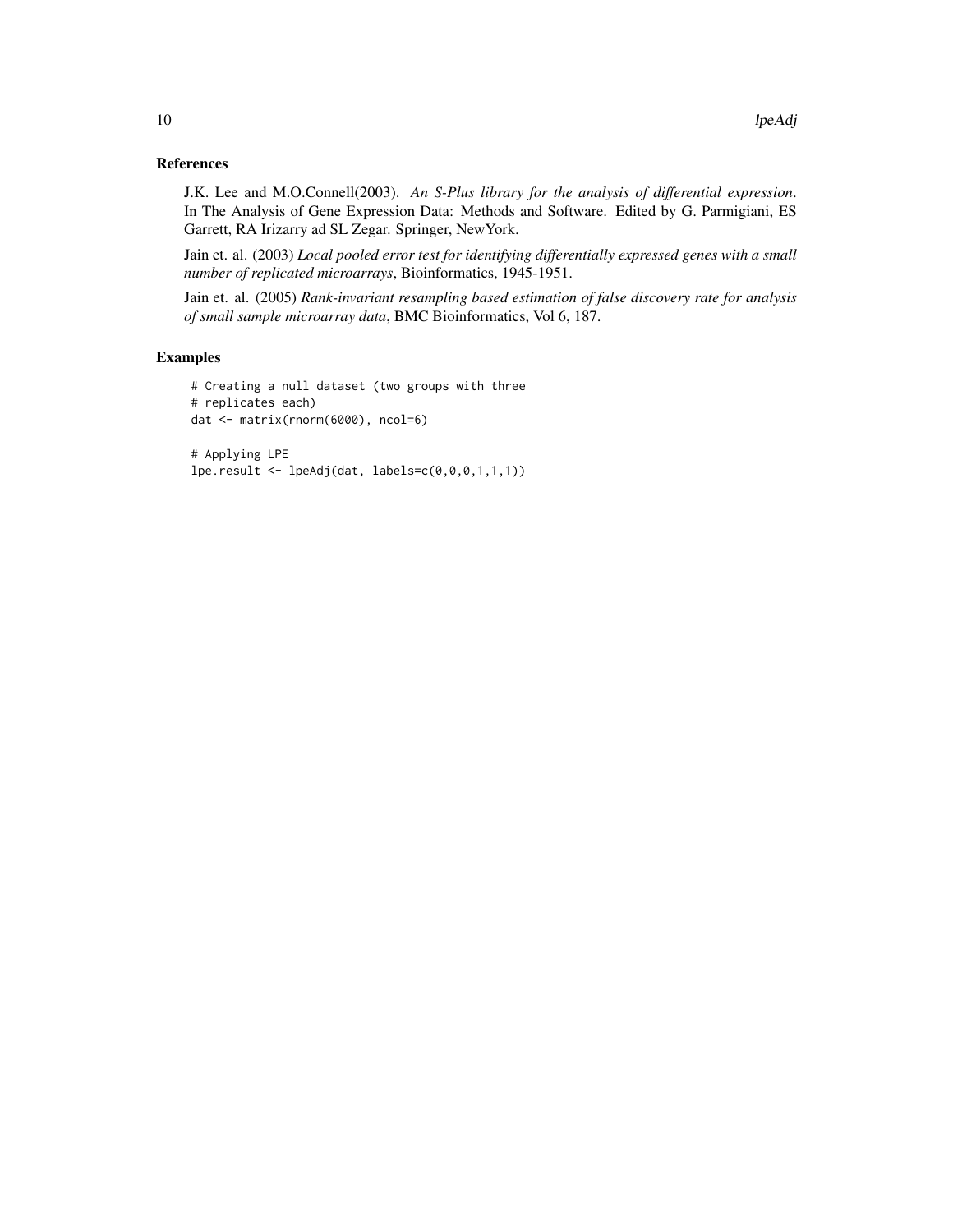## References

J.K. Lee and M.O.Connell(2003). *An S-Plus library for the analysis of differential expression*. In The Analysis of Gene Expression Data: Methods and Software. Edited by G. Parmigiani, ES Garrett, RA Irizarry ad SL Zegar. Springer, NewYork.

Jain et. al. (2003) *Local pooled error test for identifying differentially expressed genes with a small number of replicated microarrays*, Bioinformatics, 1945-1951.

Jain et. al. (2005) *Rank-invariant resampling based estimation of false discovery rate for analysis of small sample microarray data*, BMC Bioinformatics, Vol 6, 187.

## Examples

```
# Creating a null dataset (two groups with three
# replicates each)
dat <- matrix(rnorm(6000), ncol=6)

# Applying LPE
lpe.result <- lpeAdj(dat, labels=c(0,0,0,1,1,1))
```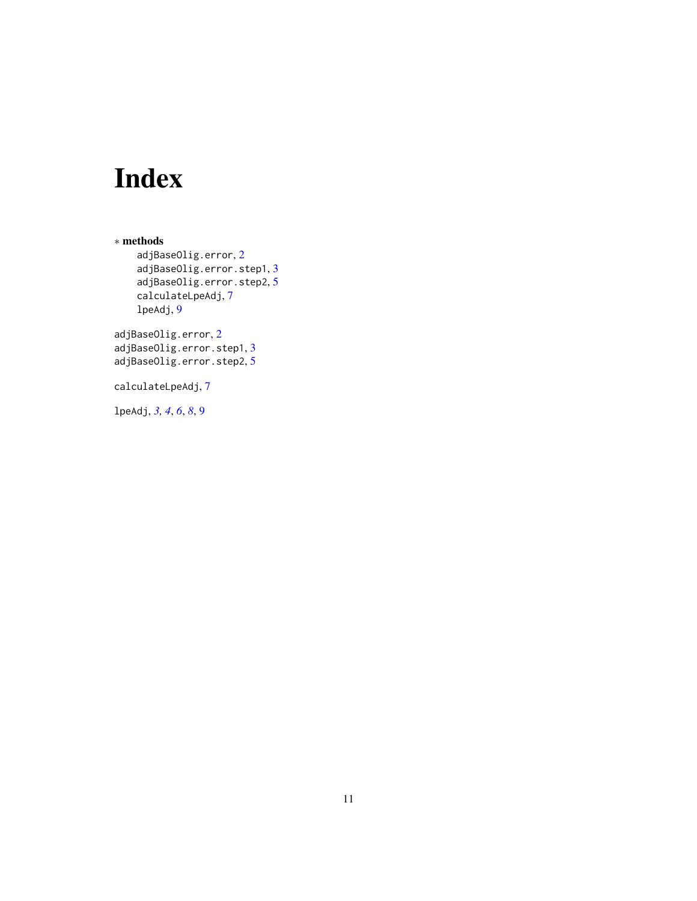# Index

* **methods**
    - adjBaseOlig.error, 2
    - adjBaseOlig.error.step1, 3
    - adjBaseOlig.error.step2, 5
    - calculateLpeAdj, 7
    - lpeAdj, 9

adjBaseOlig.error, 2
adjBaseOlig.error.step1, 3
adjBaseOlig.error.step2, 5

calculateLpeAdj, 7

lpeAdj, *3, 4, 6, 8*, 9